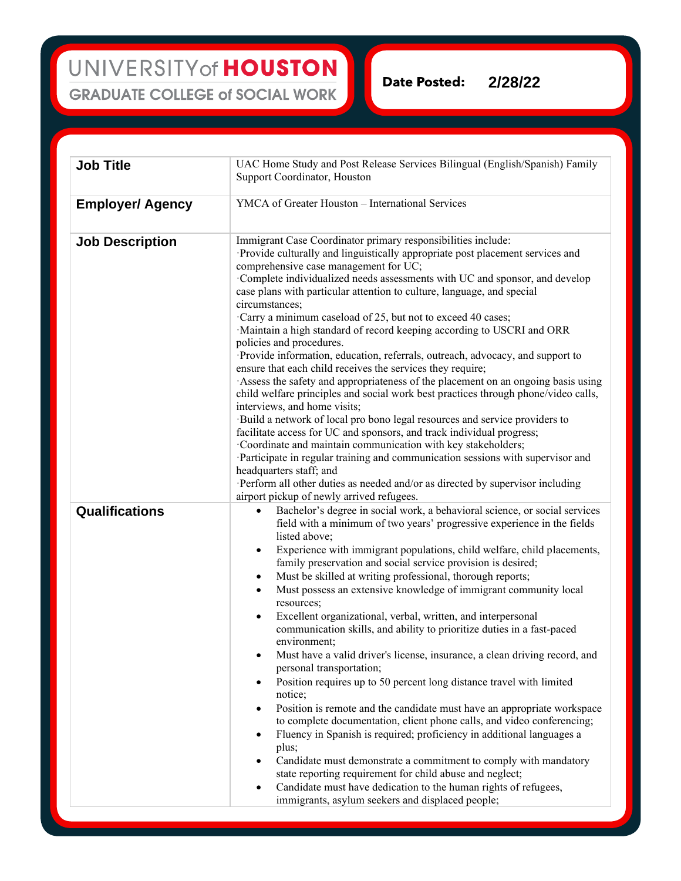UNIVERSITY of **HOUSTON**
GRADUATE COLLEGE of SOCIAL WORK

**Date Posted:** 2/28/22

| | |
|---|---|
| **Job Title** | UAC Home Study and Post Release Services Bilingual (English/Spanish) Family Support Coordinator, Houston |
| **Employer/ Agency** | YMCA of Greater Houston – International Services |
| **Job Description** | Immigrant Case Coordinator primary responsibilities include:<br>·Provide culturally and linguistically appropriate post placement services and comprehensive case management for UC;<br>·Complete individualized needs assessments with UC and sponsor, and develop case plans with particular attention to culture, language, and special circumstances;<br>·Carry a minimum caseload of 25, but not to exceed 40 cases;<br>·Maintain a high standard of record keeping according to USCRI and ORR policies and procedures.<br>·Provide information, education, referrals, outreach, advocacy, and support to ensure that each child receives the services they require;<br>·Assess the safety and appropriateness of the placement on an ongoing basis using child welfare principles and social work best practices through phone/video calls, interviews, and home visits;<br>·Build a network of local pro bono legal resources and service providers to facilitate access for UC and sponsors, and track individual progress;<br>·Coordinate and maintain communication with key stakeholders;<br>·Participate in regular training and communication sessions with supervisor and headquarters staff; and<br>·Perform all other duties as needed and/or as directed by supervisor including airport pickup of newly arrived refugees. |
| **Qualifications** | • Bachelor's degree in social work, a behavioral science, or social services field with a minimum of two years' progressive experience in the fields listed above;<br>• Experience with immigrant populations, child welfare, child placements, family preservation and social service provision is desired;<br>• Must be skilled at writing professional, thorough reports;<br>• Must possess an extensive knowledge of immigrant community local resources;<br>• Excellent organizational, verbal, written, and interpersonal communication skills, and ability to prioritize duties in a fast-paced environment;<br>• Must have a valid driver's license, insurance, a clean driving record, and personal transportation;<br>• Position requires up to 50 percent long distance travel with limited notice;<br>• Position is remote and the candidate must have an appropriate workspace to complete documentation, client phone calls, and video conferencing;<br>• Fluency in Spanish is required; proficiency in additional languages a plus;<br>• Candidate must demonstrate a commitment to comply with mandatory state reporting requirement for child abuse and neglect;<br>• Candidate must have dedication to the human rights of refugees, immigrants, asylum seekers and displaced people; |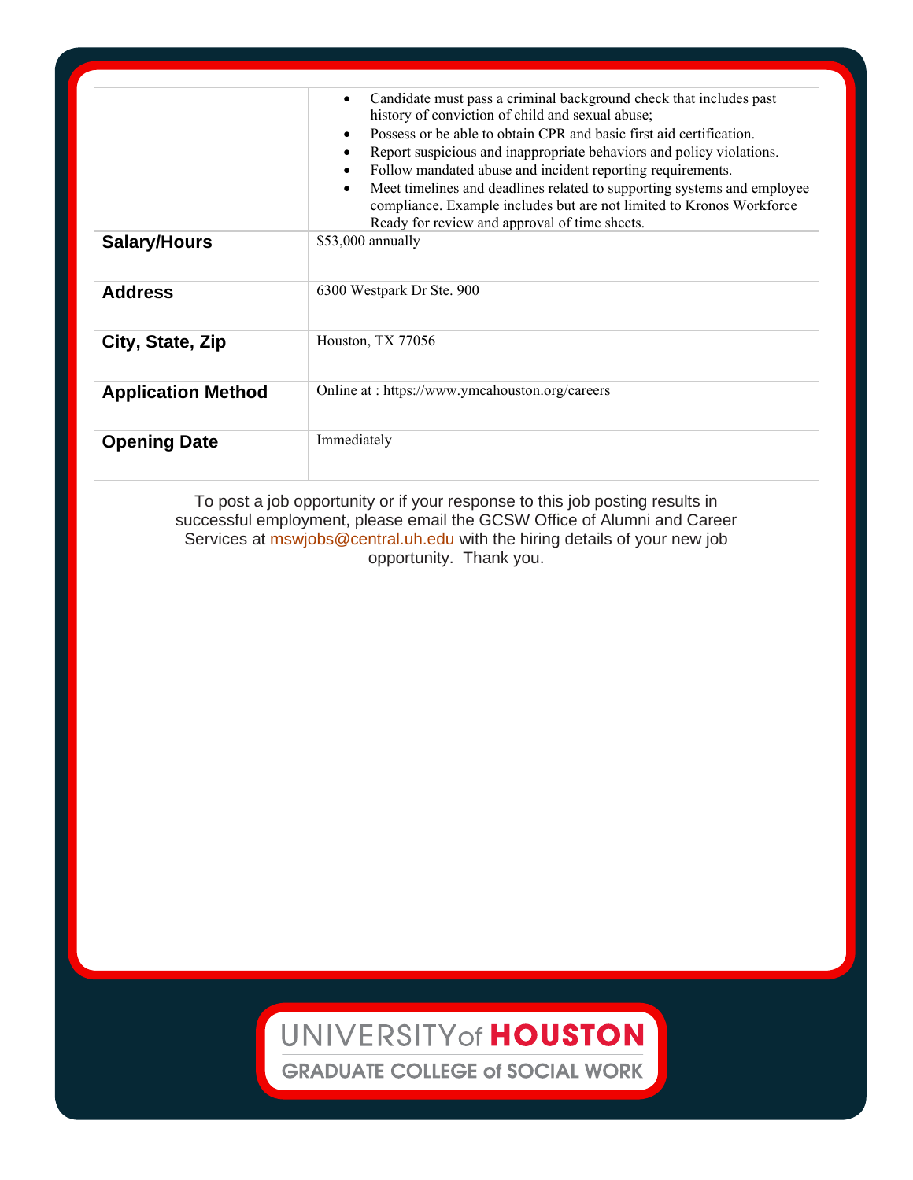| | |
|---|---|
| | • Candidate must pass a criminal background check that includes past history of conviction of child and sexual abuse;<br>• Possess or be able to obtain CPR and basic first aid certification.<br>• Report suspicious and inappropriate behaviors and policy violations.<br>• Follow mandated abuse and incident reporting requirements.<br>• Meet timelines and deadlines related to supporting systems and employee compliance. Example includes but are not limited to Kronos Workforce Ready for review and approval of time sheets. |
| **Salary/Hours** | $53,000 annually |
| **Address** | 6300 Westpark Dr Ste. 900 |
| **City, State, Zip** | Houston, TX 77056 |
| **Application Method** | Online at : https://www.ymcahouston.org/careers |
| **Opening Date** | Immediately |

To post a job opportunity or if your response to this job posting results in successful employment, please email the GCSW Office of Alumni and Career Services at mswjobs@central.uh.edu with the hiring details of your new job opportunity. Thank you.

UNIVERSITY of HOUSTON
GRADUATE COLLEGE of SOCIAL WORK